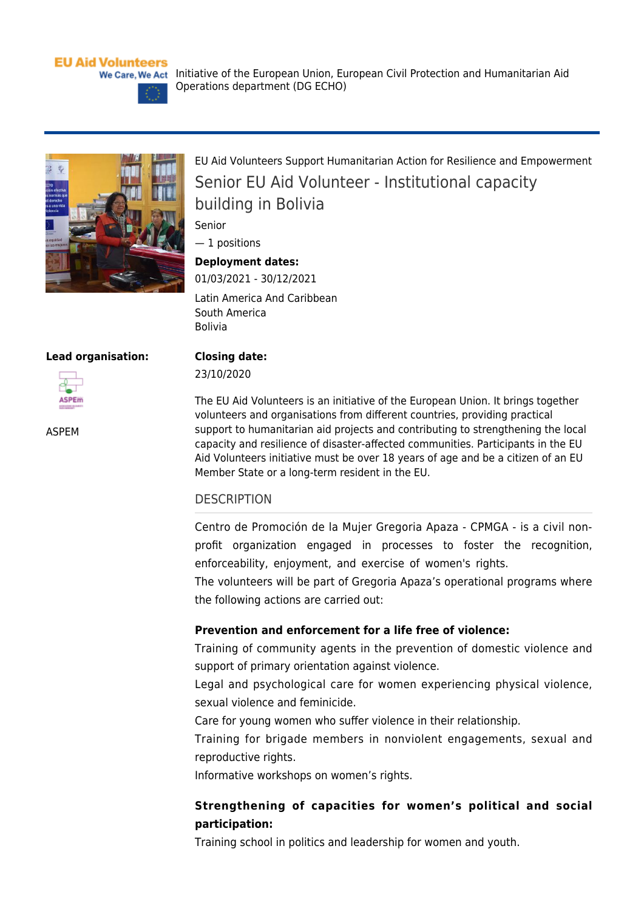EU Aid Volunteers
We Care, We Act

Initiative of the European Union, European Civil Protection and Humanitarian Aid Operations department (DG ECHO)

EU Aid Volunteers Support Humanitarian Action for Resilience and Empowerment

# Senior EU Aid Volunteer - Institutional capacity building in Bolivia

Senior

— 1 positions

**Deployment dates:**

01/03/2021 - 30/12/2021

Latin America And Caribbean
South America
Bolivia

**Lead organisation:**

ASPEM

**Closing date:**

23/10/2020

The EU Aid Volunteers is an initiative of the European Union. It brings together volunteers and organisations from different countries, providing practical support to humanitarian aid projects and contributing to strengthening the local capacity and resilience of disaster-affected communities. Participants in the EU Aid Volunteers initiative must be over 18 years of age and be a citizen of an EU Member State or a long-term resident in the EU.

## DESCRIPTION

Centro de Promoción de la Mujer Gregoria Apaza - CPMGA - is a civil non-profit organization engaged in processes to foster the recognition, enforceability, enjoyment, and exercise of women's rights.
The volunteers will be part of Gregoria Apaza's operational programs where the following actions are carried out:

**Prevention and enforcement for a life free of violence:**

Training of community agents in the prevention of domestic violence and support of primary orientation against violence.
Legal and psychological care for women experiencing physical violence, sexual violence and feminicide.
Care for young women who suffer violence in their relationship.
Training for brigade members in nonviolent engagements, sexual and reproductive rights.
Informative workshops on women's rights.

**Strengthening of capacities for women's political and social participation:**

Training school in politics and leadership for women and youth.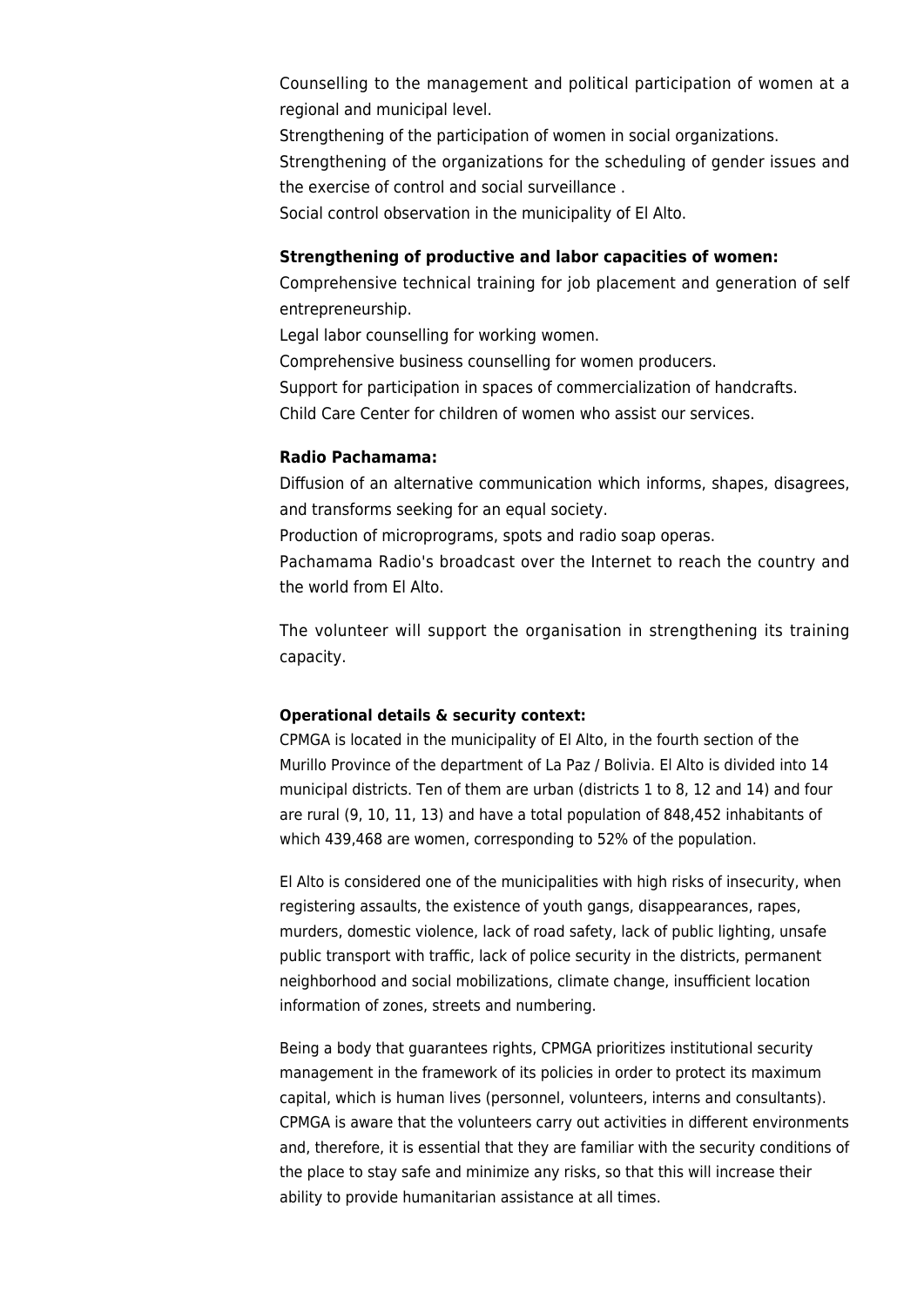Counselling to the management and political participation of women at a regional and municipal level.

Strengthening of the participation of women in social organizations.

Strengthening of the organizations for the scheduling of gender issues and the exercise of control and social surveillance .

Social control observation in the municipality of El Alto.

**Strengthening of productive and labor capacities of women:**

Comprehensive technical training for job placement and generation of self entrepreneurship.

Legal labor counselling for working women.

Comprehensive business counselling for women producers.

Support for participation in spaces of commercialization of handcrafts.

Child Care Center for children of women who assist our services.

**Radio Pachamama:**

Diffusion of an alternative communication which informs, shapes, disagrees, and transforms seeking for an equal society.

Production of microprograms, spots and radio soap operas.

Pachamama Radio's broadcast over the Internet to reach the country and the world from El Alto.

The volunteer will support the organisation in strengthening its training capacity.

**Operational details & security context:**

CPMGA is located in the municipality of El Alto, in the fourth section of the Murillo Province of the department of La Paz / Bolivia. El Alto is divided into 14 municipal districts. Ten of them are urban (districts 1 to 8, 12 and 14) and four are rural (9, 10, 11, 13) and have a total population of 848,452 inhabitants of which 439,468 are women, corresponding to 52% of the population.

El Alto is considered one of the municipalities with high risks of insecurity, when registering assaults, the existence of youth gangs, disappearances, rapes, murders, domestic violence, lack of road safety, lack of public lighting, unsafe public transport with traffic, lack of police security in the districts, permanent neighborhood and social mobilizations, climate change, insufficient location information of zones, streets and numbering.

Being a body that guarantees rights, CPMGA prioritizes institutional security management in the framework of its policies in order to protect its maximum capital, which is human lives (personnel, volunteers, interns and consultants). CPMGA is aware that the volunteers carry out activities in different environments and, therefore, it is essential that they are familiar with the security conditions of the place to stay safe and minimize any risks, so that this will increase their ability to provide humanitarian assistance at all times.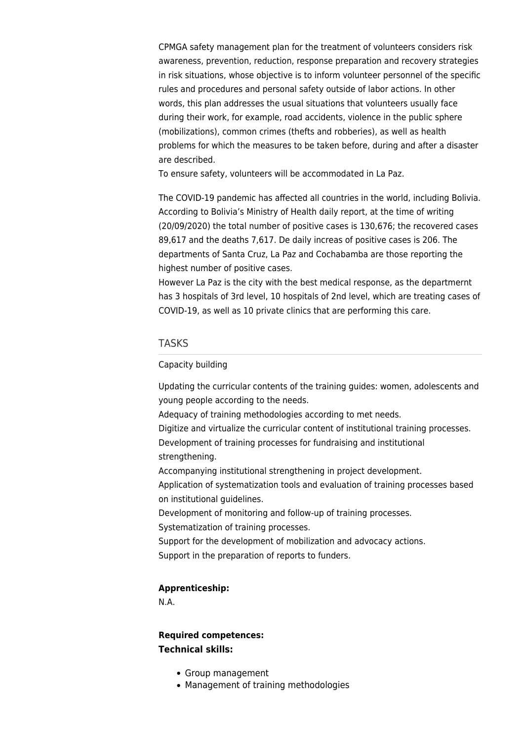CPMGA safety management plan for the treatment of volunteers considers risk awareness, prevention, reduction, response preparation and recovery strategies in risk situations, whose objective is to inform volunteer personnel of the specific rules and procedures and personal safety outside of labor actions. In other words, this plan addresses the usual situations that volunteers usually face during their work, for example, road accidents, violence in the public sphere (mobilizations), common crimes (thefts and robberies), as well as health problems for which the measures to be taken before, during and after a disaster are described.
To ensure safety, volunteers will be accommodated in La Paz.

The COVID-19 pandemic has affected all countries in the world, including Bolivia. According to Bolivia's Ministry of Health daily report, at the time of writing (20/09/2020) the total number of positive cases is 130,676; the recovered cases 89,617 and the deaths 7,617. De daily increas of positive cases is 206. The departments of Santa Cruz, La Paz and Cochabamba are those reporting the highest number of positive cases.
However La Paz is the city with the best medical response, as the departmernt has 3 hospitals of 3rd level, 10 hospitals of 2nd level, which are treating cases of COVID-19, as well as 10 private clinics that are performing this care.

## TASKS

Capacity building

Updating the curricular contents of the training guides: women, adolescents and young people according to the needs.
Adequacy of training methodologies according to met needs.
Digitize and virtualize the curricular content of institutional training processes.
Development of training processes for fundraising and institutional strengthening.
Accompanying institutional strengthening in project development.
Application of systematization tools and evaluation of training processes based on institutional guidelines.
Development of monitoring and follow-up of training processes.
Systematization of training processes.
Support for the development of mobilization and advocacy actions.
Support in the preparation of reports to funders.

**Apprenticeship:**
N.A.

**Required competences:**
**Technical skills:**

- Group management
- Management of training methodologies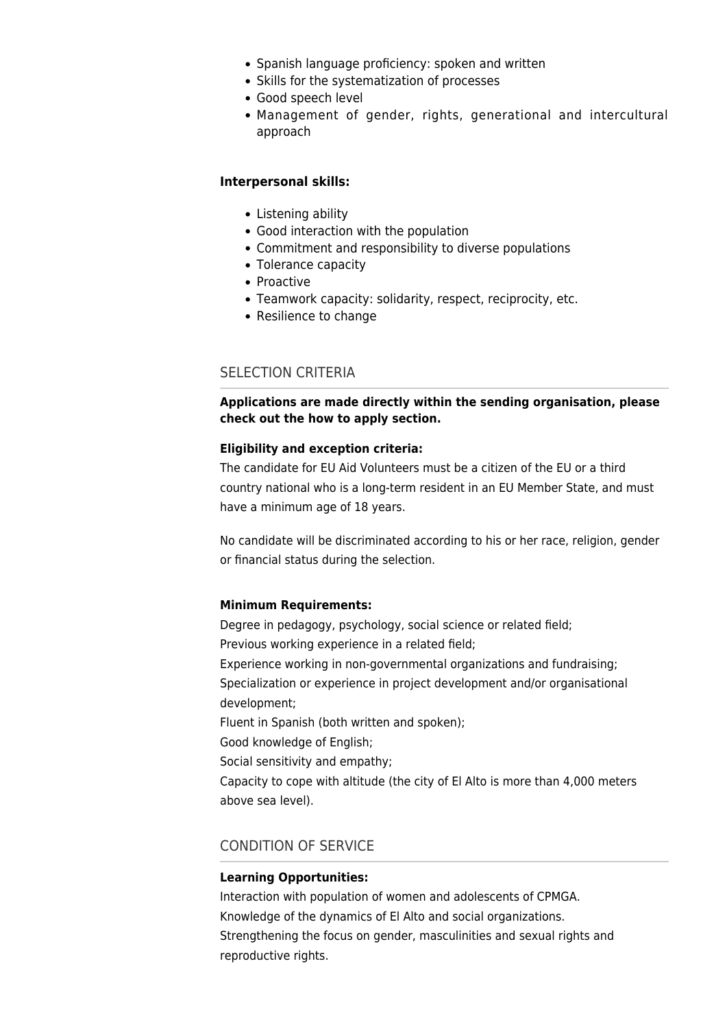- Spanish language proficiency: spoken and written
- Skills for the systematization of processes
- Good speech level
- Management of gender, rights, generational and intercultural approach

**Interpersonal skills:**

- Listening ability
- Good interaction with the population
- Commitment and responsibility to diverse populations
- Tolerance capacity
- Proactive
- Teamwork capacity: solidarity, respect, reciprocity, etc.
- Resilience to change

## SELECTION CRITERIA

**Applications are made directly within the sending organisation, please check out the how to apply section.**

**Eligibility and exception criteria:**

The candidate for EU Aid Volunteers must be a citizen of the EU or a third country national who is a long-term resident in an EU Member State, and must have a minimum age of 18 years.

No candidate will be discriminated according to his or her race, religion, gender or financial status during the selection.

**Minimum Requirements:**

Degree in pedagogy, psychology, social science or related field;
Previous working experience in a related field;
Experience working in non-governmental organizations and fundraising;
Specialization or experience in project development and/or organisational development;
Fluent in Spanish (both written and spoken);
Good knowledge of English;
Social sensitivity and empathy;
Capacity to cope with altitude (the city of El Alto is more than 4,000 meters above sea level).

## CONDITION OF SERVICE

**Learning Opportunities:**

Interaction with population of women and adolescents of CPMGA.
Knowledge of the dynamics of El Alto and social organizations.
Strengthening the focus on gender, masculinities and sexual rights and reproductive rights.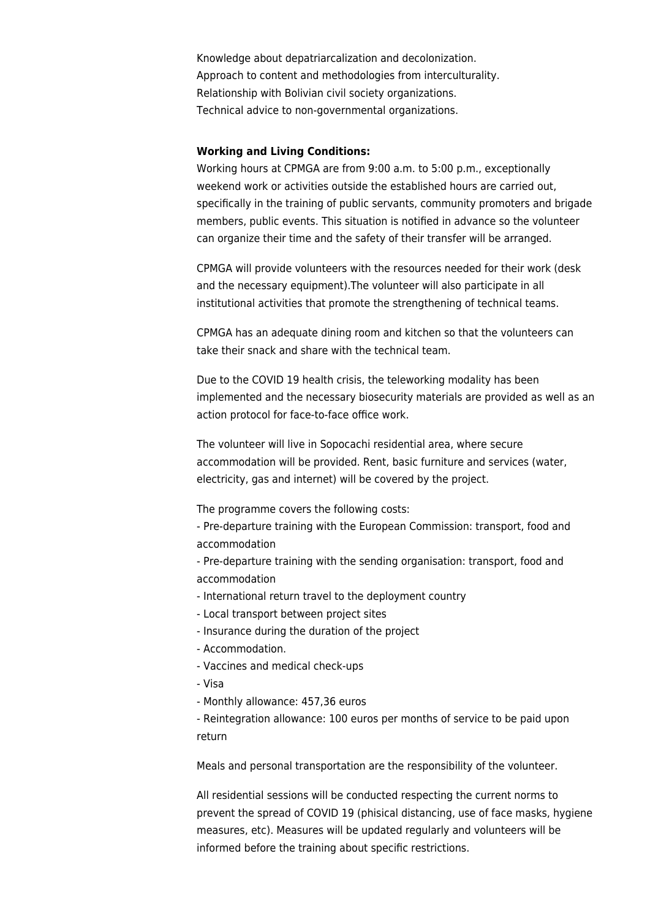Knowledge about depatriarcalization and decolonization.
Approach to content and methodologies from interculturality.
Relationship with Bolivian civil society organizations.
Technical advice to non-governmental organizations.

**Working and Living Conditions:**

Working hours at CPMGA are from 9:00 a.m. to 5:00 p.m., exceptionally weekend work or activities outside the established hours are carried out, specifically in the training of public servants, community promoters and brigade members, public events. This situation is notified in advance so the volunteer can organize their time and the safety of their transfer will be arranged.

CPMGA will provide volunteers with the resources needed for their work (desk and the necessary equipment).The volunteer will also participate in all institutional activities that promote the strengthening of technical teams.

CPMGA has an adequate dining room and kitchen so that the volunteers can take their snack and share with the technical team.

Due to the COVID 19 health crisis, the teleworking modality has been implemented and the necessary biosecurity materials are provided as well as an action protocol for face-to-face office work.

The volunteer will live in Sopocachi residential area, where secure accommodation will be provided. Rent, basic furniture and services (water, electricity, gas and internet) will be covered by the project.

The programme covers the following costs:

- Pre-departure training with the European Commission: transport, food and accommodation
- Pre-departure training with the sending organisation: transport, food and accommodation
- International return travel to the deployment country
- Local transport between project sites
- Insurance during the duration of the project
- Accommodation.
- Vaccines and medical check-ups
- Visa
- Monthly allowance: 457,36 euros
- Reintegration allowance: 100 euros per months of service to be paid upon return

Meals and personal transportation are the responsibility of the volunteer.

All residential sessions will be conducted respecting the current norms to prevent the spread of COVID 19 (phisical distancing, use of face masks, hygiene measures, etc). Measures will be updated regularly and volunteers will be informed before the training about specific restrictions.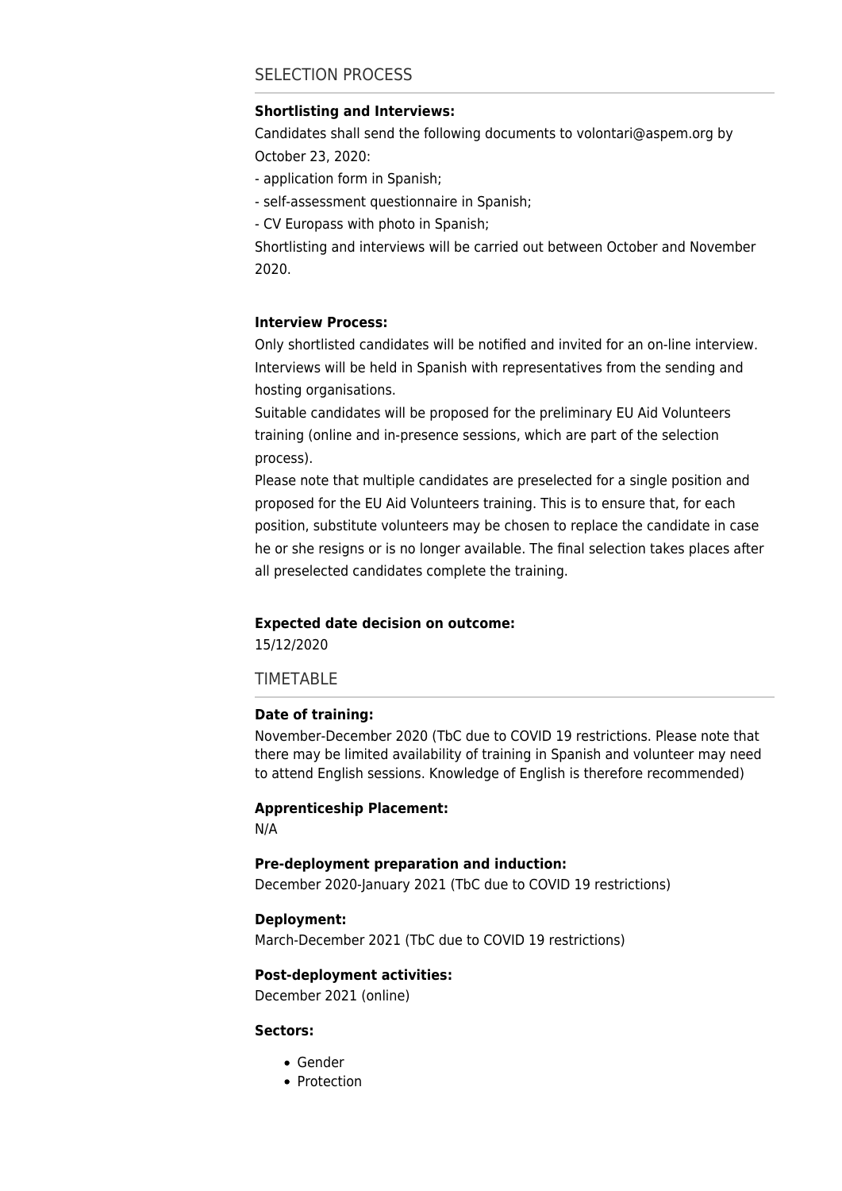## SELECTION PROCESS

**Shortlisting and Interviews:**

Candidates shall send the following documents to volontari@aspem.org by October 23, 2020:

- application form in Spanish;
- self-assessment questionnaire in Spanish;
- CV Europass with photo in Spanish;

Shortlisting and interviews will be carried out between October and November 2020.

**Interview Process:**

Only shortlisted candidates will be notified and invited for an on-line interview. Interviews will be held in Spanish with representatives from the sending and hosting organisations.

Suitable candidates will be proposed for the preliminary EU Aid Volunteers training (online and in-presence sessions, which are part of the selection process).

Please note that multiple candidates are preselected for a single position and proposed for the EU Aid Volunteers training. This is to ensure that, for each position, substitute volunteers may be chosen to replace the candidate in case he or she resigns or is no longer available. The final selection takes places after all preselected candidates complete the training.

**Expected date decision on outcome:**

15/12/2020

## TIMETABLE

**Date of training:**

November-December 2020 (TbC due to COVID 19 restrictions. Please note that there may be limited availability of training in Spanish and volunteer may need to attend English sessions. Knowledge of English is therefore recommended)

**Apprenticeship Placement:**

N/A

**Pre-deployment preparation and induction:**

December 2020-January 2021 (TbC due to COVID 19 restrictions)

**Deployment:**

March-December 2021 (TbC due to COVID 19 restrictions)

**Post-deployment activities:**

December 2021 (online)

**Sectors:**

- Gender
- Protection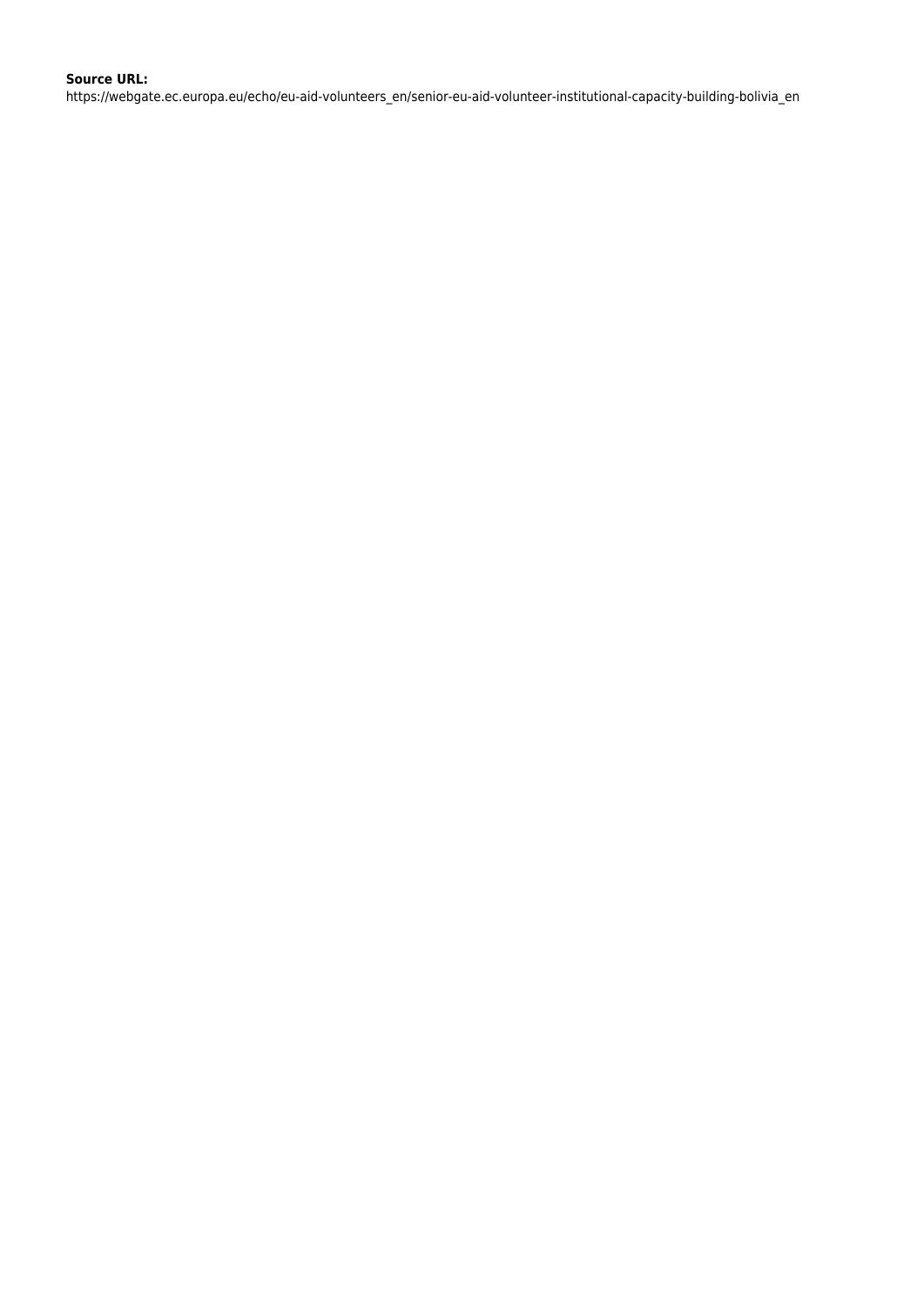**Source URL:**
https://webgate.ec.europa.eu/echo/eu-aid-volunteers_en/senior-eu-aid-volunteer-institutional-capacity-building-bolivia_en